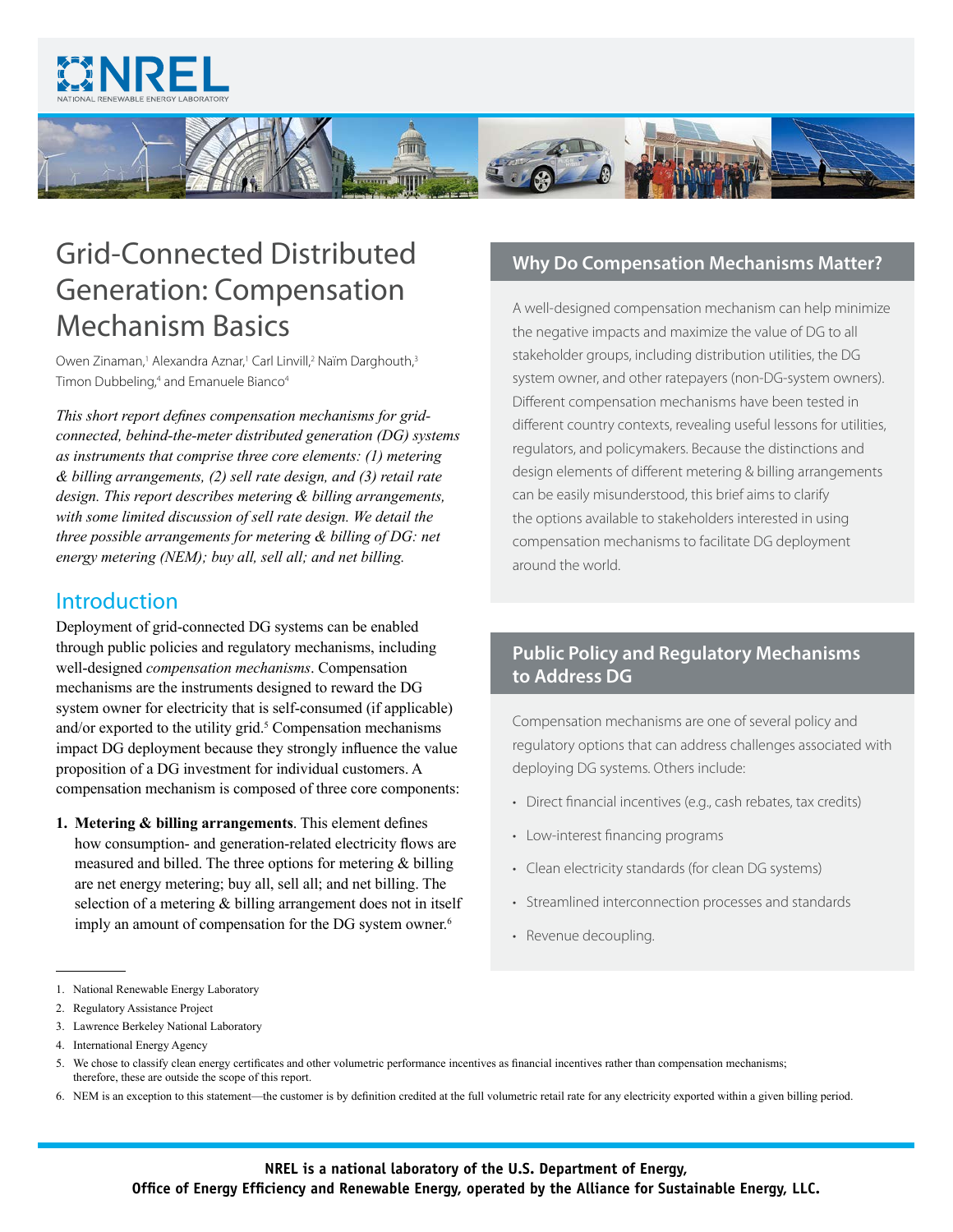# Grid-Connected Distributed Generation: Compensation Mechanism Basics

Owen Zinaman,[1] Alexandra Aznar,[1] Carl Linvill,[2] Naïm Darghouth,[3] Timon Dubbeling,[4] and Emanuele Bianco[4]

*This short report defines compensation mechanisms for grid-connected, behind-the-meter distributed generation (DG) systems as instruments that comprise three core elements: (1) metering & billing arrangements, (2) sell rate design, and (3) retail rate design. This report describes metering & billing arrangements, with some limited discussion of sell rate design. We detail the three possible arrangements for metering & billing of DG: net energy metering (NEM); buy all, sell all; and net billing.*

## Introduction

Deployment of grid-connected DG systems can be enabled through public policies and regulatory mechanisms, including well-designed *compensation mechanisms*. Compensation mechanisms are the instruments designed to reward the DG system owner for electricity that is self-consumed (if applicable) and/or exported to the utility grid.[5] Compensation mechanisms impact DG deployment because they strongly influence the value proposition of a DG investment for individual customers. A compensation mechanism is composed of three core components:

1. **Metering & billing arrangements**. This element defines how consumption- and generation-related electricity flows are measured and billed. The three options for metering & billing are net energy metering; buy all, sell all; and net billing. The selection of a metering & billing arrangement does not in itself imply an amount of compensation for the DG system owner.[6]

## Why Do Compensation Mechanisms Matter?

A well-designed compensation mechanism can help minimize the negative impacts and maximize the value of DG to all stakeholder groups, including distribution utilities, the DG system owner, and other ratepayers (non-DG-system owners). Different compensation mechanisms have been tested in different country contexts, revealing useful lessons for utilities, regulators, and policymakers. Because the distinctions and design elements of different metering & billing arrangements can be easily misunderstood, this brief aims to clarify the options available to stakeholders interested in using compensation mechanisms to facilitate DG deployment around the world.

## Public Policy and Regulatory Mechanisms to Address DG

Compensation mechanisms are one of several policy and regulatory options that can address challenges associated with deploying DG systems. Others include:

- Direct financial incentives (e.g., cash rebates, tax credits)
- Low-interest financing programs
- Clean electricity standards (for clean DG systems)
- Streamlined interconnection processes and standards
- Revenue decoupling.

---

1. National Renewable Energy Laboratory
2. Regulatory Assistance Project
3. Lawrence Berkeley National Laboratory
4. International Energy Agency
5. We chose to classify clean energy certificates and other volumetric performance incentives as financial incentives rather than compensation mechanisms; therefore, these are outside the scope of this report.
6. NEM is an exception to this statement—the customer is by definition credited at the full volumetric retail rate for any electricity exported within a given billing period.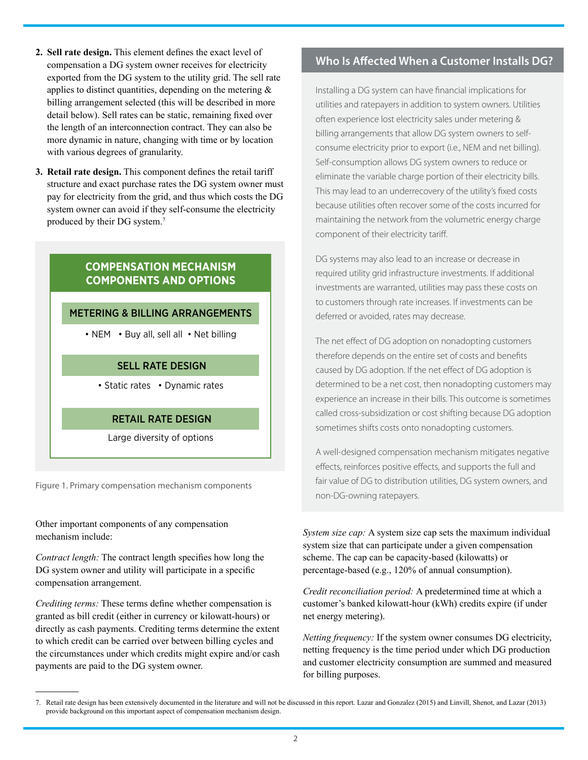2. **Sell rate design.** This element defines the exact level of compensation a DG system owner receives for electricity exported from the DG system to the utility grid. The sell rate applies to distinct quantities, depending on the metering & billing arrangement selected (this will be described in more detail below). Sell rates can be static, remaining fixed over the length of an interconnection contract. They can also be more dynamic in nature, changing with time or by location with various degrees of granularity.

3. **Retail rate design.** This component defines the retail tariff structure and exact purchase rates the DG system owner must pay for electricity from the grid, and thus which costs the DG system owner can avoid if they self-consume the electricity produced by their DG system.[7]

**COMPENSATION MECHANISM COMPONENTS AND OPTIONS**

**METERING & BILLING ARRANGEMENTS**

- NEM
- Buy all, sell all
- Net billing

**SELL RATE DESIGN**

- Static rates
- Dynamic rates

**RETAIL RATE DESIGN**

Large diversity of options

Figure 1. Primary compensation mechanism components

Other important components of any compensation mechanism include:

*Contract length:* The contract length specifies how long the DG system owner and utility will participate in a specific compensation arrangement.

*Crediting terms:* These terms define whether compensation is granted as bill credit (either in currency or kilowatt-hours) or directly as cash payments. Crediting terms determine the extent to which credit can be carried over between billing cycles and the circumstances under which credits might expire and/or cash payments are paid to the DG system owner.

## Who Is Affected When a Customer Installs DG?

Installing a DG system can have financial implications for utilities and ratepayers in addition to system owners. Utilities often experience lost electricity sales under metering & billing arrangements that allow DG system owners to self-consume electricity prior to export (i.e., NEM and net billing). Self-consumption allows DG system owners to reduce or eliminate the variable charge portion of their electricity bills. This may lead to an underrecovery of the utility's fixed costs because utilities often recover some of the costs incurred for maintaining the network from the volumetric energy charge component of their electricity tariff.

DG systems may also lead to an increase or decrease in required utility grid infrastructure investments. If additional investments are warranted, utilities may pass these costs on to customers through rate increases. If investments can be deferred or avoided, rates may decrease.

The net effect of DG adoption on nonadopting customers therefore depends on the entire set of costs and benefits caused by DG adoption. If the net effect of DG adoption is determined to be a net cost, then nonadopting customers may experience an increase in their bills. This outcome is sometimes called cross-subsidization or cost shifting because DG adoption sometimes shifts costs onto nonadopting customers.

A well-designed compensation mechanism mitigates negative effects, reinforces positive effects, and supports the full and fair value of DG to distribution utilities, DG system owners, and non-DG-owning ratepayers.

*System size cap:* A system size cap sets the maximum individual system size that can participate under a given compensation scheme. The cap can be capacity-based (kilowatts) or percentage-based (e.g., 120% of annual consumption).

*Credit reconciliation period:* A predetermined time at which a customer's banked kilowatt-hour (kWh) credits expire (if under net energy metering).

*Netting frequency:* If the system owner consumes DG electricity, netting frequency is the time period under which DG production and customer electricity consumption are summed and measured for billing purposes.

---

7. Retail rate design has been extensively documented in the literature and will not be discussed in this report. Lazar and Gonzalez (2015) and Linvill, Shenot, and Lazar (2013) provide background on this important aspect of compensation mechanism design.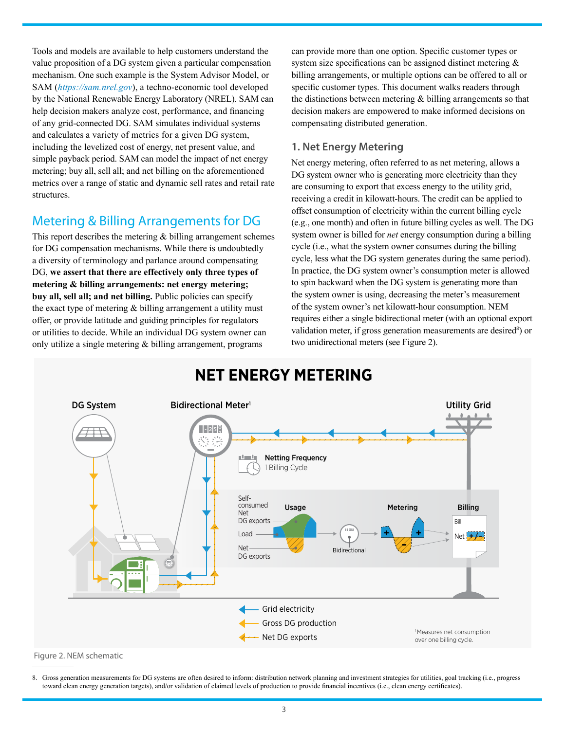Tools and models are available to help customers understand the value proposition of a DG system given a particular compensation mechanism. One such example is the System Advisor Model, or SAM (*https://sam.nrel.gov*), a techno-economic tool developed by the National Renewable Energy Laboratory (NREL). SAM can help decision makers analyze cost, performance, and financing of any grid-connected DG. SAM simulates individual systems and calculates a variety of metrics for a given DG system, including the levelized cost of energy, net present value, and simple payback period. SAM can model the impact of net energy metering; buy all, sell all; and net billing on the aforementioned metrics over a range of static and dynamic sell rates and retail rate structures.

## Metering & Billing Arrangements for DG

This report describes the metering & billing arrangement schemes for DG compensation mechanisms. While there is undoubtedly a diversity of terminology and parlance around compensating DG, **we assert that there are effectively only three types of metering & billing arrangements: net energy metering; buy all, sell all; and net billing.** Public policies can specify the exact type of metering & billing arrangement a utility must offer, or provide latitude and guiding principles for regulators or utilities to decide. While an individual DG system owner can only utilize a single metering & billing arrangement, programs can provide more than one option. Specific customer types or system size specifications can be assigned distinct metering & billing arrangements, or multiple options can be offered to all or specific customer types. This document walks readers through the distinctions between metering & billing arrangements so that decision makers are empowered to make informed decisions on compensating distributed generation.

### 1. Net Energy Metering

Net energy metering, often referred to as net metering, allows a DG system owner who is generating more electricity than they are consuming to export that excess energy to the utility grid, receiving a credit in kilowatt-hours. The credit can be applied to offset consumption of electricity within the current billing cycle (e.g., one month) and often in future billing cycles as well. The DG system owner is billed for *net* energy consumption during a billing cycle (i.e., what the system owner consumes during the billing cycle, less what the DG system generates during the same period). In practice, the DG system owner's consumption meter is allowed to spin backward when the DG system is generating more than the system owner is using, decreasing the meter's measurement of the system owner's net kilowatt-hour consumption. NEM requires either a single bidirectional meter (with an optional export validation meter, if gross generation measurements are desired[8]) or two unidirectional meters (see Figure 2).

NET ENERGY METERING

DG System — Bidirectional Meter[1] — Utility Grid

Netting Frequency: 1 Billing Cycle

Usage: Self-consumed Net DG exports; Load; Net DG exports — Metering: Bidirectional — Billing: Bill, Net +/-

Grid electricity
Gross DG production
Net DG exports

[1]Measures net consumption over one billing cycle.

Figure 2. NEM schematic

8. Gross generation measurements for DG systems are often desired to inform: distribution network planning and investment strategies for utilities, goal tracking (i.e., progress toward clean energy generation targets), and/or validation of claimed levels of production to provide financial incentives (i.e., clean energy certificates).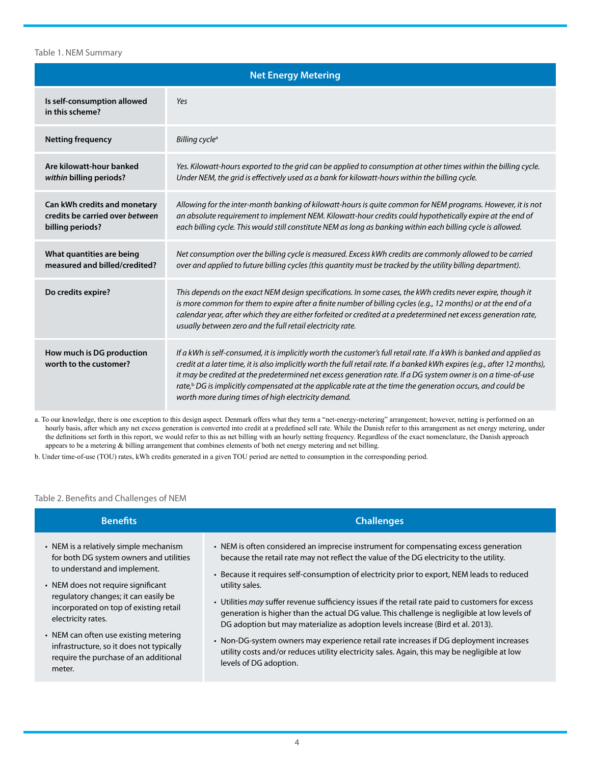Table 1. NEM Summary

| Net Energy Metering | |
|---|---|
| **Is self-consumption allowed in this scheme?** | *Yes* |
| **Netting frequency** | *Billing cycle*[a] |
| **Are kilowatt-hour banked *within* billing periods?** | *Yes. Kilowatt-hours exported to the grid can be applied to consumption at other times within the billing cycle. Under NEM, the grid is effectively used as a bank for kilowatt-hours within the billing cycle.* |
| **Can kWh credits and monetary credits be carried over *between* billing periods?** | *Allowing for the inter-month banking of kilowatt-hours is quite common for NEM programs. However, it is not an absolute requirement to implement NEM. Kilowatt-hour credits could hypothetically expire at the end of each billing cycle. This would still constitute NEM as long as banking within each billing cycle is allowed.* |
| **What quantities are being measured and billed/credited?** | *Net consumption over the billing cycle is measured. Excess kWh credits are commonly allowed to be carried over and applied to future billing cycles (this quantity must be tracked by the utility billing department).* |
| **Do credits expire?** | *This depends on the exact NEM design specifications. In some cases, the kWh credits never expire, though it is more common for them to expire after a finite number of billing cycles (e.g., 12 months) or at the end of a calendar year, after which they are either forfeited or credited at a predetermined net excess generation rate, usually between zero and the full retail electricity rate.* |
| **How much is DG production worth to the customer?** | *If a kWh is self-consumed, it is implicitly worth the customer's full retail rate. If a kWh is banked and applied as credit at a later time, it is also implicitly worth the full retail rate. If a banked kWh expires (e.g., after 12 months), it may be credited at the predetermined net excess generation rate. If a DG system owner is on a time-of-use rate,*[b] *DG is implicitly compensated at the applicable rate at the time the generation occurs, and could be worth more during times of high electricity demand.* |

a. To our knowledge, there is one exception to this design aspect. Denmark offers what they term a "net-energy-metering" arrangement; however, netting is performed on an hourly basis, after which any net excess generation is converted into credit at a predefined sell rate. While the Danish refer to this arrangement as net energy metering, under the definitions set forth in this report, we would refer to this as net billing with an hourly netting frequency. Regardless of the exact nomenclature, the Danish approach appears to be a metering & billing arrangement that combines elements of both net energy metering and net billing.

b. Under time-of-use (TOU) rates, kWh credits generated in a given TOU period are netted to consumption in the corresponding period.

Table 2. Benefits and Challenges of NEM

| Benefits | Challenges |
|---|---|
| • NEM is a relatively simple mechanism for both DG system owners and utilities to understand and implement.<br>• NEM does not require significant regulatory changes; it can easily be incorporated on top of existing retail electricity rates.<br>• NEM can often use existing metering infrastructure, so it does not typically require the purchase of an additional meter. | • NEM is often considered an imprecise instrument for compensating excess generation because the retail rate may not reflect the value of the DG electricity to the utility.<br>• Because it requires self-consumption of electricity prior to export, NEM leads to reduced utility sales.<br>• Utilities *may* suffer revenue sufficiency issues if the retail rate paid to customers for excess generation is higher than the actual DG value. This challenge is negligible at low levels of DG adoption but may materialize as adoption levels increase (Bird et al. 2013).<br>• Non-DG-system owners may experience retail rate increases if DG deployment increases utility costs and/or reduces utility electricity sales. Again, this may be negligible at low levels of DG adoption. |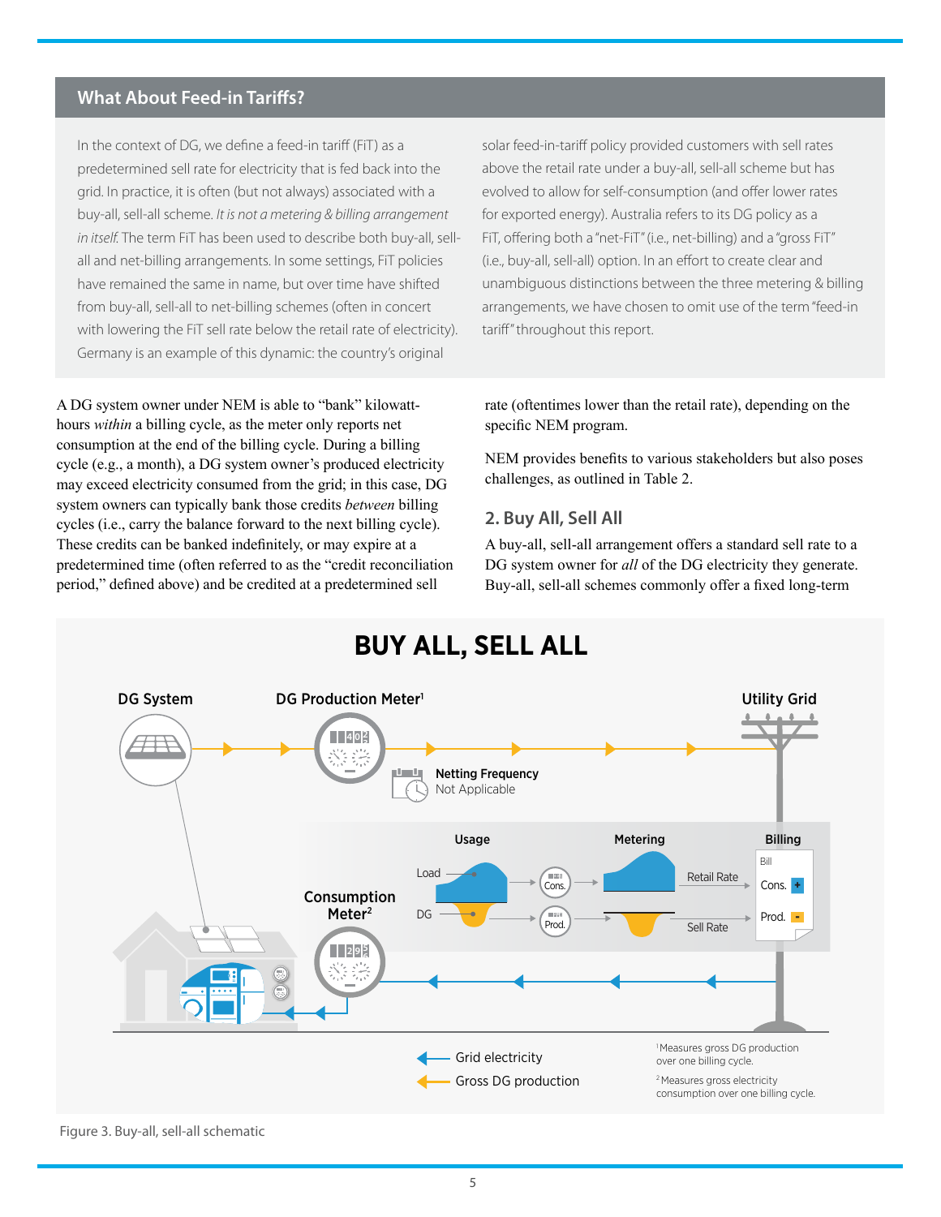## What About Feed-in Tariffs?

In the context of DG, we define a feed-in tariff (FiT) as a predetermined sell rate for electricity that is fed back into the grid. In practice, it is often (but not always) associated with a buy-all, sell-all scheme. *It is not a metering & billing arrangement in itself.* The term FiT has been used to describe both buy-all, sell-all and net-billing arrangements. In some settings, FiT policies have remained the same in name, but over time have shifted from buy-all, sell-all to net-billing schemes (often in concert with lowering the FiT sell rate below the retail rate of electricity). Germany is an example of this dynamic: the country's original solar feed-in-tariff policy provided customers with sell rates above the retail rate under a buy-all, sell-all scheme but has evolved to allow for self-consumption (and offer lower rates for exported energy). Australia refers to its DG policy as a FiT, offering both a "net-FiT" (i.e., net-billing) and a "gross FiT" (i.e., buy-all, sell-all) option. In an effort to create clear and unambiguous distinctions between the three metering & billing arrangements, we have chosen to omit use of the term "feed-in tariff" throughout this report.

A DG system owner under NEM is able to "bank" kilowatt-hours *within* a billing cycle, as the meter only reports net consumption at the end of the billing cycle. During a billing cycle (e.g., a month), a DG system owner's produced electricity may exceed electricity consumed from the grid; in this case, DG system owners can typically bank those credits *between* billing cycles (i.e., carry the balance forward to the next billing cycle). These credits can be banked indefinitely, or may expire at a predetermined time (often referred to as the "credit reconciliation period," defined above) and be credited at a predetermined sell rate (oftentimes lower than the retail rate), depending on the specific NEM program.

NEM provides benefits to various stakeholders but also poses challenges, as outlined in Table 2.

## 2. Buy All, Sell All

A buy-all, sell-all arrangement offers a standard sell rate to a DG system owner for *all* of the DG electricity they generate. Buy-all, sell-all schemes commonly offer a fixed long-term

**BUY ALL, SELL ALL**

DG System — DG Production Meter[1] — Utility Grid

Netting Frequency: Not Applicable

Consumption Meter[2]

Usage: Load, DG — Metering: Cons., Prod. — Billing: Bill, Retail Rate → Cons. +, Sell Rate → Prod. -

Grid electricity
Gross DG production

[1] Measures gross DG production over one billing cycle.

[2] Measures gross electricity consumption over one billing cycle.

Figure 3. Buy-all, sell-all schematic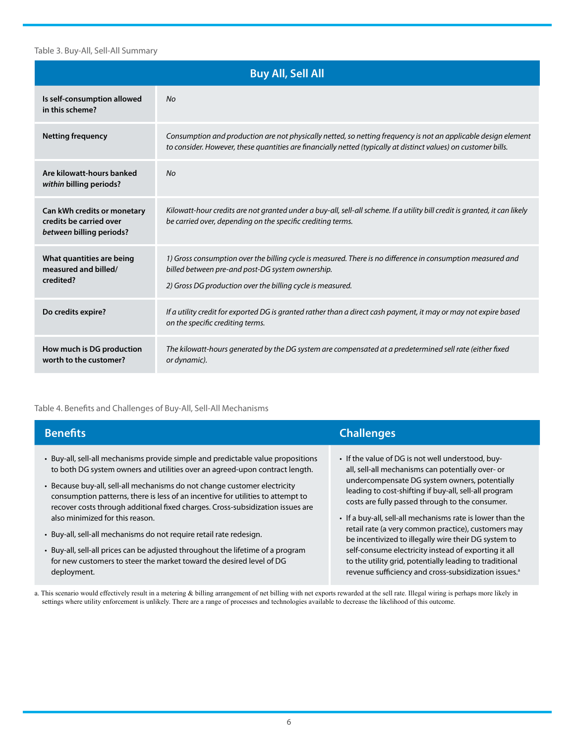Table 3. Buy-All, Sell-All Summary

| Buy All, Sell All | |
|---|---|
| **Is self-consumption allowed in this scheme?** | *No* |
| **Netting frequency** | *Consumption and production are not physically netted, so netting frequency is not an applicable design element to consider. However, these quantities are financially netted (typically at distinct values) on customer bills.* |
| **Are kilowatt-hours banked *within* billing periods?** | *No* |
| **Can kWh credits or monetary credits be carried over *between* billing periods?** | *Kilowatt-hour credits are not granted under a buy-all, sell-all scheme. If a utility bill credit is granted, it can likely be carried over, depending on the specific crediting terms.* |
| **What quantities are being measured and billed/credited?** | *1) Gross consumption over the billing cycle is measured. There is no difference in consumption measured and billed between pre-and post-DG system ownership.* <br> *2) Gross DG production over the billing cycle is measured.* |
| **Do credits expire?** | *If a utility credit for exported DG is granted rather than a direct cash payment, it may or may not expire based on the specific crediting terms.* |
| **How much is DG production worth to the customer?** | *The kilowatt-hours generated by the DG system are compensated at a predetermined sell rate (either fixed or dynamic).* |

Table 4. Benefits and Challenges of Buy-All, Sell-All Mechanisms

| Benefits | Challenges |
|---|---|
| • Buy-all, sell-all mechanisms provide simple and predictable value propositions to both DG system owners and utilities over an agreed-upon contract length. <br> • Because buy-all, sell-all mechanisms do not change customer electricity consumption patterns, there is less of an incentive for utilities to attempt to recover costs through additional fixed charges. Cross-subsidization issues are also minimized for this reason. <br> • Buy-all, sell-all mechanisms do not require retail rate redesign. <br> • Buy-all, sell-all prices can be adjusted throughout the lifetime of a program for new customers to steer the market toward the desired level of DG deployment. | • If the value of DG is not well understood, buy-all, sell-all mechanisms can potentially over- or undercompensate DG system owners, potentially leading to cost-shifting if buy-all, sell-all program costs are fully passed through to the consumer. <br> • If a buy-all, sell-all mechanisms rate is lower than the retail rate (a very common practice), customers may be incentivized to illegally wire their DG system to self-consume electricity instead of exporting it all to the utility grid, potentially leading to traditional revenue sufficiency and cross-subsidization issues.[a] |

a. This scenario would effectively result in a metering & billing arrangement of net billing with net exports rewarded at the sell rate. Illegal wiring is perhaps more likely in settings where utility enforcement is unlikely. There are a range of processes and technologies available to decrease the likelihood of this outcome.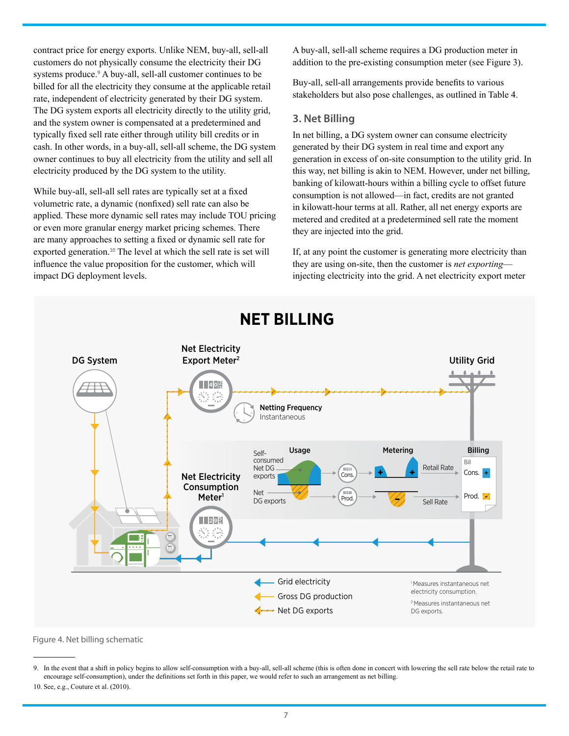contract price for energy exports. Unlike NEM, buy-all, sell-all customers do not physically consume the electricity their DG systems produce.[9] A buy-all, sell-all customer continues to be billed for all the electricity they consume at the applicable retail rate, independent of electricity generated by their DG system. The DG system exports all electricity directly to the utility grid, and the system owner is compensated at a predetermined and typically fixed sell rate either through utility bill credits or in cash. In other words, in a buy-all, sell-all scheme, the DG system owner continues to buy all electricity from the utility and sell all electricity produced by the DG system to the utility.

While buy-all, sell-all sell rates are typically set at a fixed volumetric rate, a dynamic (nonfixed) sell rate can also be applied. These more dynamic sell rates may include TOU pricing or even more granular energy market pricing schemes. There are many approaches to setting a fixed or dynamic sell rate for exported generation.[10] The level at which the sell rate is set will influence the value proposition for the customer, which will impact DG deployment levels.

A buy-all, sell-all scheme requires a DG production meter in addition to the pre-existing consumption meter (see Figure 3).

Buy-all, sell-all arrangements provide benefits to various stakeholders but also pose challenges, as outlined in Table 4.

## 3. Net Billing

In net billing, a DG system owner can consume electricity generated by their DG system in real time and export any generation in excess of on-site consumption to the utility grid. In this way, net billing is akin to NEM. However, under net billing, banking of kilowatt-hours within a billing cycle to offset future consumption is not allowed—in fact, credits are not granted in kilowatt-hour terms at all. Rather, all net energy exports are metered and credited at a predetermined sell rate the moment they are injected into the grid.

If, at any point the customer is generating more electricity than they are using on-site, then the customer is *net exporting*—injecting electricity into the grid. A net electricity export meter

Figure 4. Net billing schematic

---

9. In the event that a shift in policy begins to allow self-consumption with a buy-all, sell-all scheme (this is often done in concert with lowering the sell rate below the retail rate to encourage self-consumption), under the definitions set forth in this paper, we would refer to such an arrangement as net billing.

10. See, e.g., Couture et al. (2010).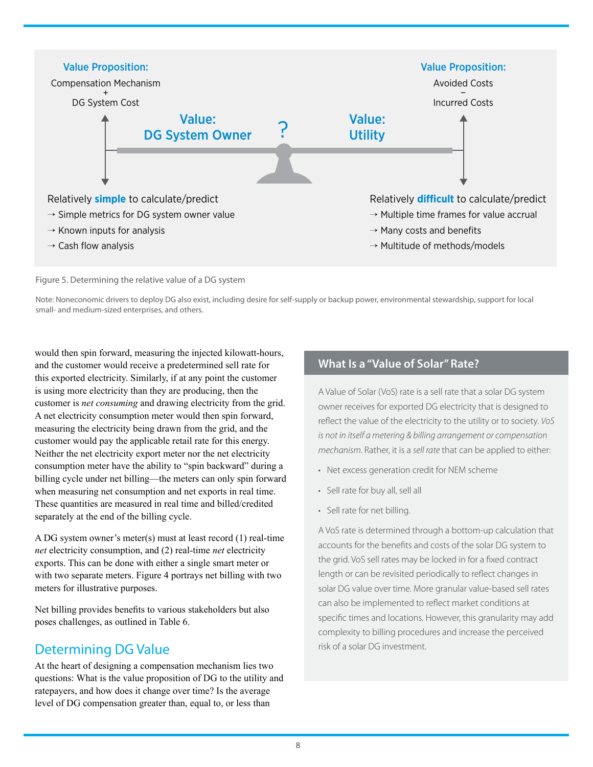Value Proposition:

Compensation Mechanism
+
DG System Cost

**Value: DG System Owner**

?

**Value: Utility**

Value Proposition:

Avoided Costs
–
Incurred Costs

Relatively **simple** to calculate/predict

→ Simple metrics for DG system owner value
→ Known inputs for analysis
→ Cash flow analysis

Relatively **difficult** to calculate/predict

→ Multiple time frames for value accrual
→ Many costs and benefits
→ Multitude of methods/models

Figure 5. Determining the relative value of a DG system

Note: Noneconomic drivers to deploy DG also exist, including desire for self-supply or backup power, environmental stewardship, support for local small- and medium-sized enterprises, and others.

would then spin forward, measuring the injected kilowatt-hours, and the customer would receive a predetermined sell rate for this exported electricity. Similarly, if at any point the customer is using more electricity than they are producing, then the customer is *net consuming* and drawing electricity from the grid. A net electricity consumption meter would then spin forward, measuring the electricity being drawn from the grid, and the customer would pay the applicable retail rate for this energy. Neither the net electricity export meter nor the net electricity consumption meter have the ability to "spin backward" during a billing cycle under net billing—the meters can only spin forward when measuring net consumption and net exports in real time. These quantities are measured in real time and billed/credited separately at the end of the billing cycle.

A DG system owner's meter(s) must at least record (1) real-time *net* electricity consumption, and (2) real-time *net* electricity exports. This can be done with either a single smart meter or with two separate meters. Figure 4 portrays net billing with two meters for illustrative purposes.

Net billing provides benefits to various stakeholders but also poses challenges, as outlined in Table 6.

## Determining DG Value

At the heart of designing a compensation mechanism lies two questions: What is the value proposition of DG to the utility and ratepayers, and how does it change over time? Is the average level of DG compensation greater than, equal to, or less than

### What Is a "Value of Solar" Rate?

A Value of Solar (VoS) rate is a sell rate that a solar DG system owner receives for exported DG electricity that is designed to reflect the value of the electricity to the utility or to society. *VoS is not in itself a metering & billing arrangement or compensation mechanism.* Rather, it is a *sell rate* that can be applied to either:

- Net excess generation credit for NEM scheme
- Sell rate for buy all, sell all
- Sell rate for net billing.

A VoS rate is determined through a bottom-up calculation that accounts for the benefits and costs of the solar DG system to the grid. VoS sell rates may be locked in for a fixed contract length or can be revisited periodically to reflect changes in solar DG value over time. More granular value-based sell rates can also be implemented to reflect market conditions at specific times and locations. However, this granularity may add complexity to billing procedures and increase the perceived risk of a solar DG investment.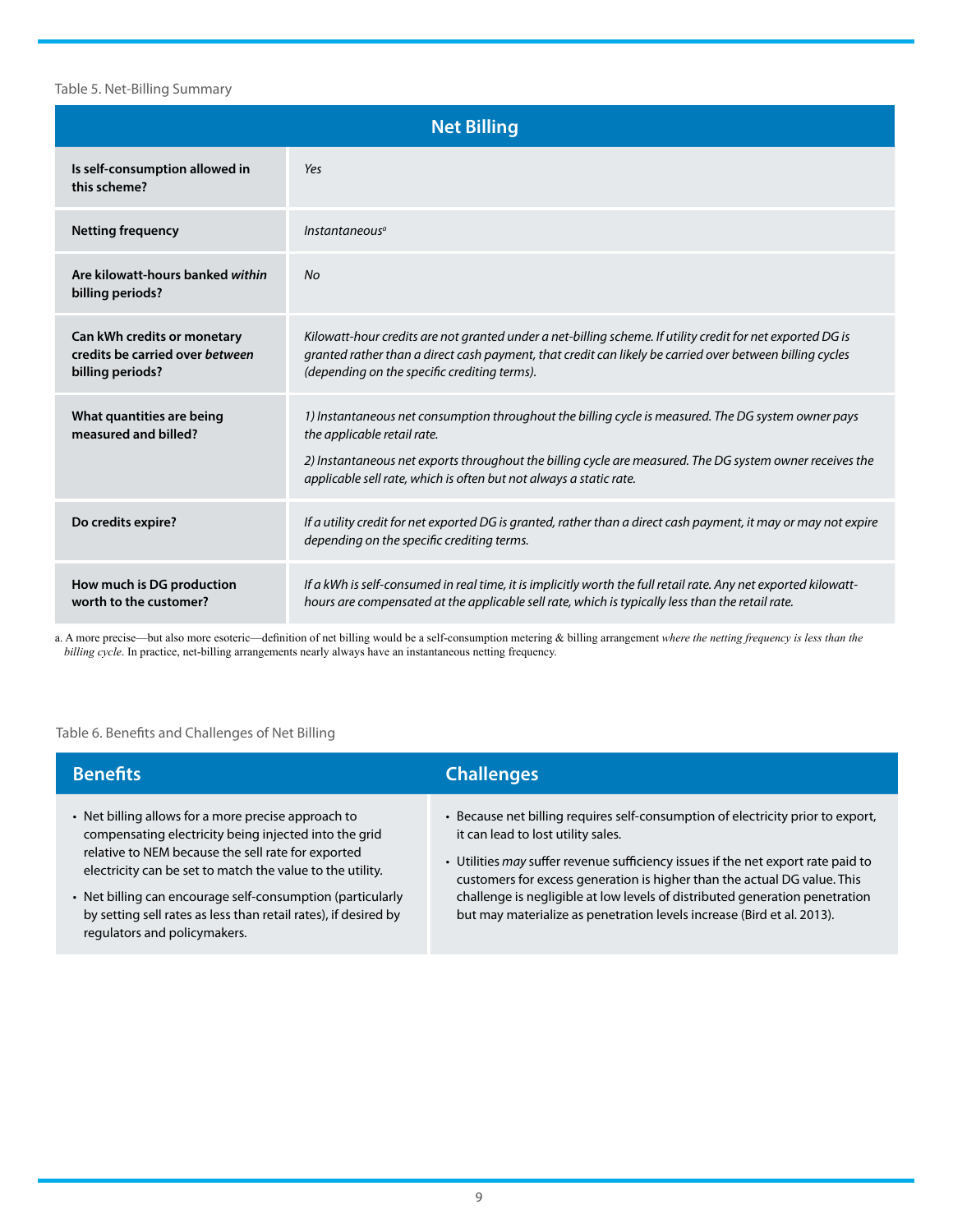Table 5. Net-Billing Summary

| Net Billing | |
|---|---|
| **Is self-consumption allowed in this scheme?** | *Yes* |
| **Netting frequency** | *Instantaneous*[a] |
| **Are kilowatt-hours banked *within* billing periods?** | *No* |
| **Can kWh credits or monetary credits be carried over *between* billing periods?** | *Kilowatt-hour credits are not granted under a net-billing scheme. If utility credit for net exported DG is granted rather than a direct cash payment, that credit can likely be carried over between billing cycles (depending on the specific crediting terms).* |
| **What quantities are being measured and billed?** | *1) Instantaneous net consumption throughout the billing cycle is measured. The DG system owner pays the applicable retail rate.*<br>*2) Instantaneous net exports throughout the billing cycle are measured. The DG system owner receives the applicable sell rate, which is often but not always a static rate.* |
| **Do credits expire?** | *If a utility credit for net exported DG is granted, rather than a direct cash payment, it may or may not expire depending on the specific crediting terms.* |
| **How much is DG production worth to the customer?** | *If a kWh is self-consumed in real time, it is implicitly worth the full retail rate. Any net exported kilowatt-hours are compensated at the applicable sell rate, which is typically less than the retail rate.* |

a. A more precise—but also more esoteric—definition of net billing would be a self-consumption metering & billing arrangement *where the netting frequency is less than the billing cycle*. In practice, net-billing arrangements nearly always have an instantaneous netting frequency.

Table 6. Benefits and Challenges of Net Billing

| Benefits | Challenges |
|---|---|
| • Net billing allows for a more precise approach to compensating electricity being injected into the grid relative to NEM because the sell rate for exported electricity can be set to match the value to the utility.<br>• Net billing can encourage self-consumption (particularly by setting sell rates as less than retail rates), if desired by regulators and policymakers. | • Because net billing requires self-consumption of electricity prior to export, it can lead to lost utility sales.<br>• Utilities *may* suffer revenue sufficiency issues if the net export rate paid to customers for excess generation is higher than the actual DG value. This challenge is negligible at low levels of distributed generation penetration but may materialize as penetration levels increase (Bird et al. 2013). |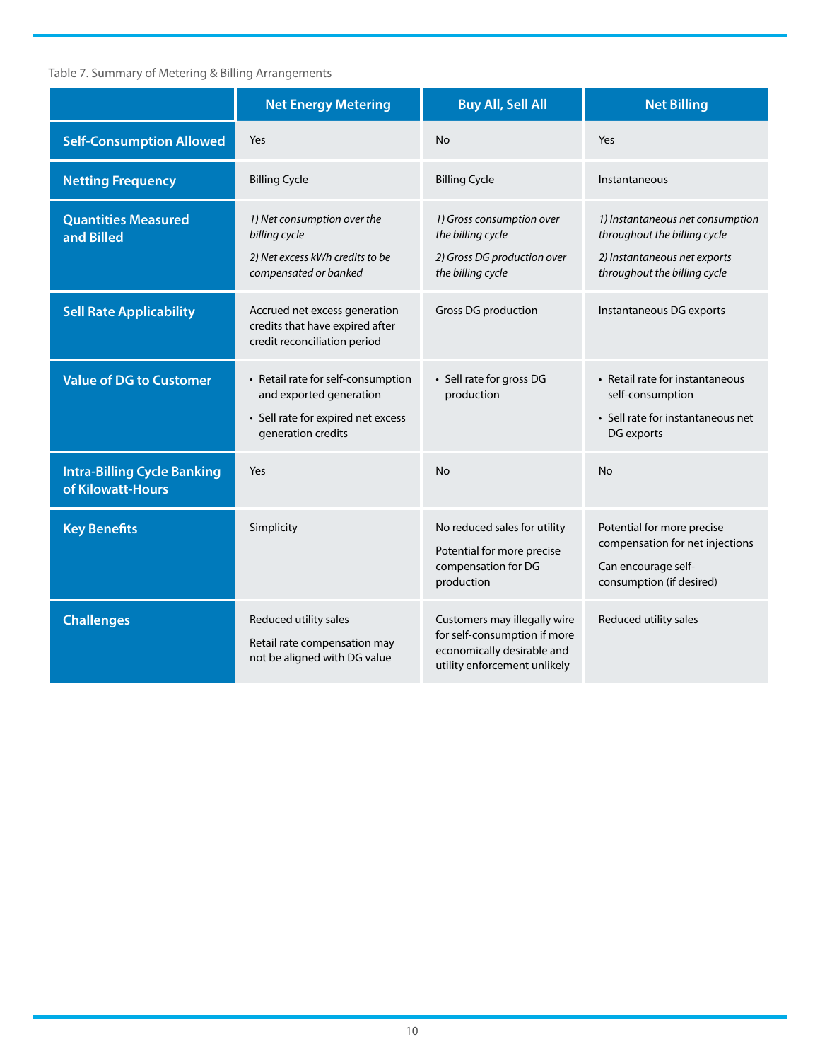Table 7. Summary of Metering & Billing Arrangements

| | Net Energy Metering | Buy All, Sell All | Net Billing |
|---|---|---|---|
| **Self-Consumption Allowed** | Yes | No | Yes |
| **Netting Frequency** | Billing Cycle | Billing Cycle | Instantaneous |
| **Quantities Measured and Billed** | *1) Net consumption over the billing cycle*<br>*2) Net excess kWh credits to be compensated or banked* | *1) Gross consumption over the billing cycle*<br>*2) Gross DG production over the billing cycle* | *1) Instantaneous net consumption throughout the billing cycle*<br>*2) Instantaneous net exports throughout the billing cycle* |
| **Sell Rate Applicability** | Accrued net excess generation credits that have expired after credit reconciliation period | Gross DG production | Instantaneous DG exports |
| **Value of DG to Customer** | • Retail rate for self-consumption and exported generation<br>• Sell rate for expired net excess generation credits | • Sell rate for gross DG production | • Retail rate for instantaneous self-consumption<br>• Sell rate for instantaneous net DG exports |
| **Intra-Billing Cycle Banking of Kilowatt-Hours** | Yes | No | No |
| **Key Benefits** | Simplicity | No reduced sales for utility<br>Potential for more precise compensation for DG production | Potential for more precise compensation for net injections<br>Can encourage self-consumption (if desired) |
| **Challenges** | Reduced utility sales<br>Retail rate compensation may not be aligned with DG value | Customers may illegally wire for self-consumption if more economically desirable and utility enforcement unlikely | Reduced utility sales |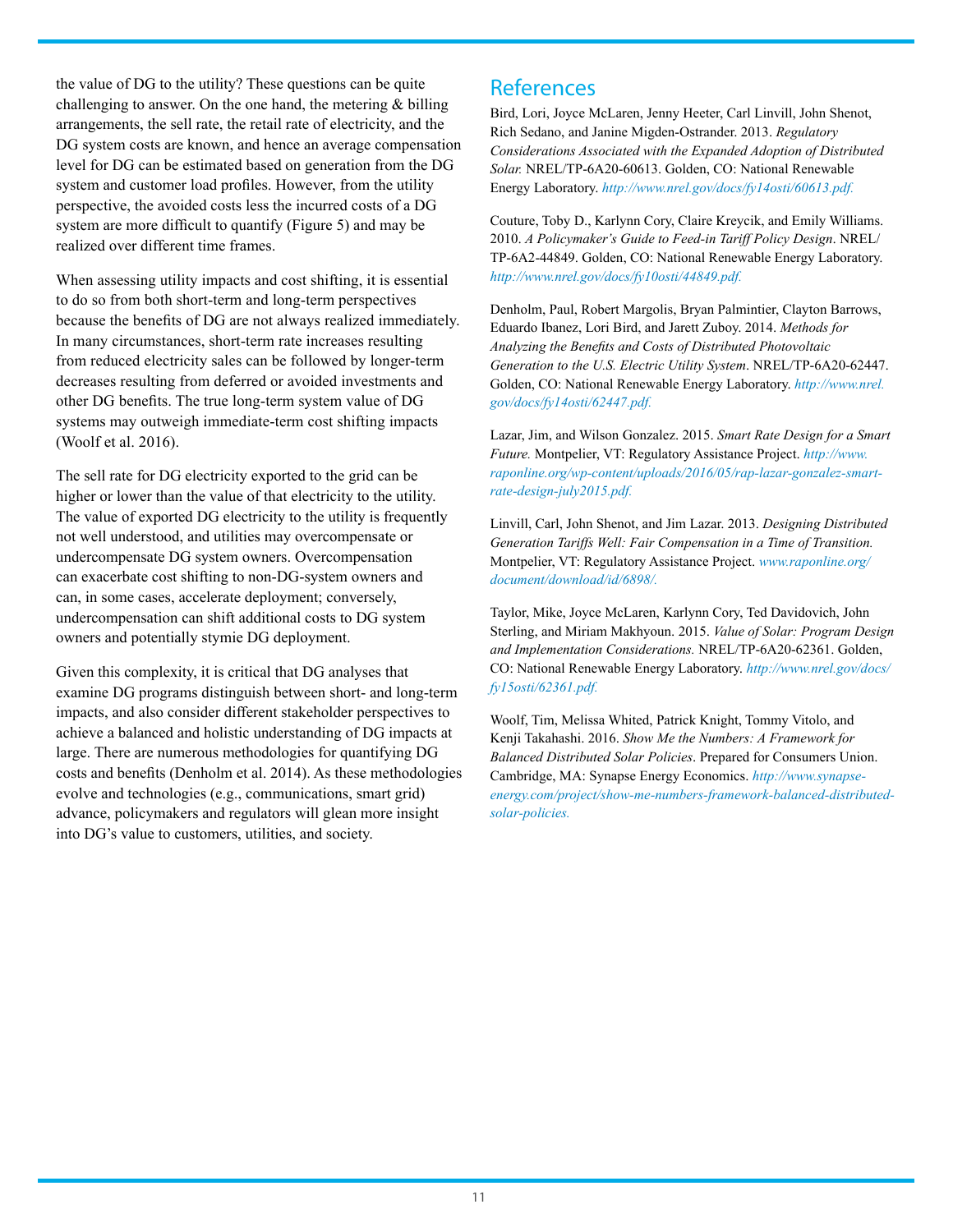the value of DG to the utility? These questions can be quite challenging to answer. On the one hand, the metering & billing arrangements, the sell rate, the retail rate of electricity, and the DG system costs are known, and hence an average compensation level for DG can be estimated based on generation from the DG system and customer load profiles. However, from the utility perspective, the avoided costs less the incurred costs of a DG system are more difficult to quantify (Figure 5) and may be realized over different time frames.

When assessing utility impacts and cost shifting, it is essential to do so from both short-term and long-term perspectives because the benefits of DG are not always realized immediately. In many circumstances, short-term rate increases resulting from reduced electricity sales can be followed by longer-term decreases resulting from deferred or avoided investments and other DG benefits. The true long-term system value of DG systems may outweigh immediate-term cost shifting impacts (Woolf et al. 2016).

The sell rate for DG electricity exported to the grid can be higher or lower than the value of that electricity to the utility. The value of exported DG electricity to the utility is frequently not well understood, and utilities may overcompensate or undercompensate DG system owners. Overcompensation can exacerbate cost shifting to non-DG-system owners and can, in some cases, accelerate deployment; conversely, undercompensation can shift additional costs to DG system owners and potentially stymie DG deployment.

Given this complexity, it is critical that DG analyses that examine DG programs distinguish between short- and long-term impacts, and also consider different stakeholder perspectives to achieve a balanced and holistic understanding of DG impacts at large. There are numerous methodologies for quantifying DG costs and benefits (Denholm et al. 2014). As these methodologies evolve and technologies (e.g., communications, smart grid) advance, policymakers and regulators will glean more insight into DG's value to customers, utilities, and society.

## References

Bird, Lori, Joyce McLaren, Jenny Heeter, Carl Linvill, John Shenot, Rich Sedano, and Janine Migden-Ostrander. 2013. *Regulatory Considerations Associated with the Expanded Adoption of Distributed Solar.* NREL/TP-6A20-60613. Golden, CO: National Renewable Energy Laboratory. *http://www.nrel.gov/docs/fy14osti/60613.pdf.*

Couture, Toby D., Karlynn Cory, Claire Kreycik, and Emily Williams. 2010. *A Policymaker's Guide to Feed-in Tariff Policy Design*. NREL/TP-6A2-44849. Golden, CO: National Renewable Energy Laboratory. *http://www.nrel.gov/docs/fy10osti/44849.pdf.*

Denholm, Paul, Robert Margolis, Bryan Palmintier, Clayton Barrows, Eduardo Ibanez, Lori Bird, and Jarett Zuboy. 2014. *Methods for Analyzing the Benefits and Costs of Distributed Photovoltaic Generation to the U.S. Electric Utility System*. NREL/TP-6A20-62447. Golden, CO: National Renewable Energy Laboratory. *http://www.nrel.gov/docs/fy14osti/62447.pdf.*

Lazar, Jim, and Wilson Gonzalez. 2015. *Smart Rate Design for a Smart Future.* Montpelier, VT: Regulatory Assistance Project. *http://www.raponline.org/wp-content/uploads/2016/05/rap-lazar-gonzalez-smart-rate-design-july2015.pdf.*

Linvill, Carl, John Shenot, and Jim Lazar. 2013. *Designing Distributed Generation Tariffs Well: Fair Compensation in a Time of Transition.* Montpelier, VT: Regulatory Assistance Project. *www.raponline.org/document/download/id/6898/.*

Taylor, Mike, Joyce McLaren, Karlynn Cory, Ted Davidovich, John Sterling, and Miriam Makhyoun. 2015. *Value of Solar: Program Design and Implementation Considerations.* NREL/TP-6A20-62361. Golden, CO: National Renewable Energy Laboratory. *http://www.nrel.gov/docs/fy15osti/62361.pdf.*

Woolf, Tim, Melissa Whited, Patrick Knight, Tommy Vitolo, and Kenji Takahashi. 2016. *Show Me the Numbers: A Framework for Balanced Distributed Solar Policies*. Prepared for Consumers Union. Cambridge, MA: Synapse Energy Economics. *http://www.synapse-energy.com/project/show-me-numbers-framework-balanced-distributed-solar-policies.*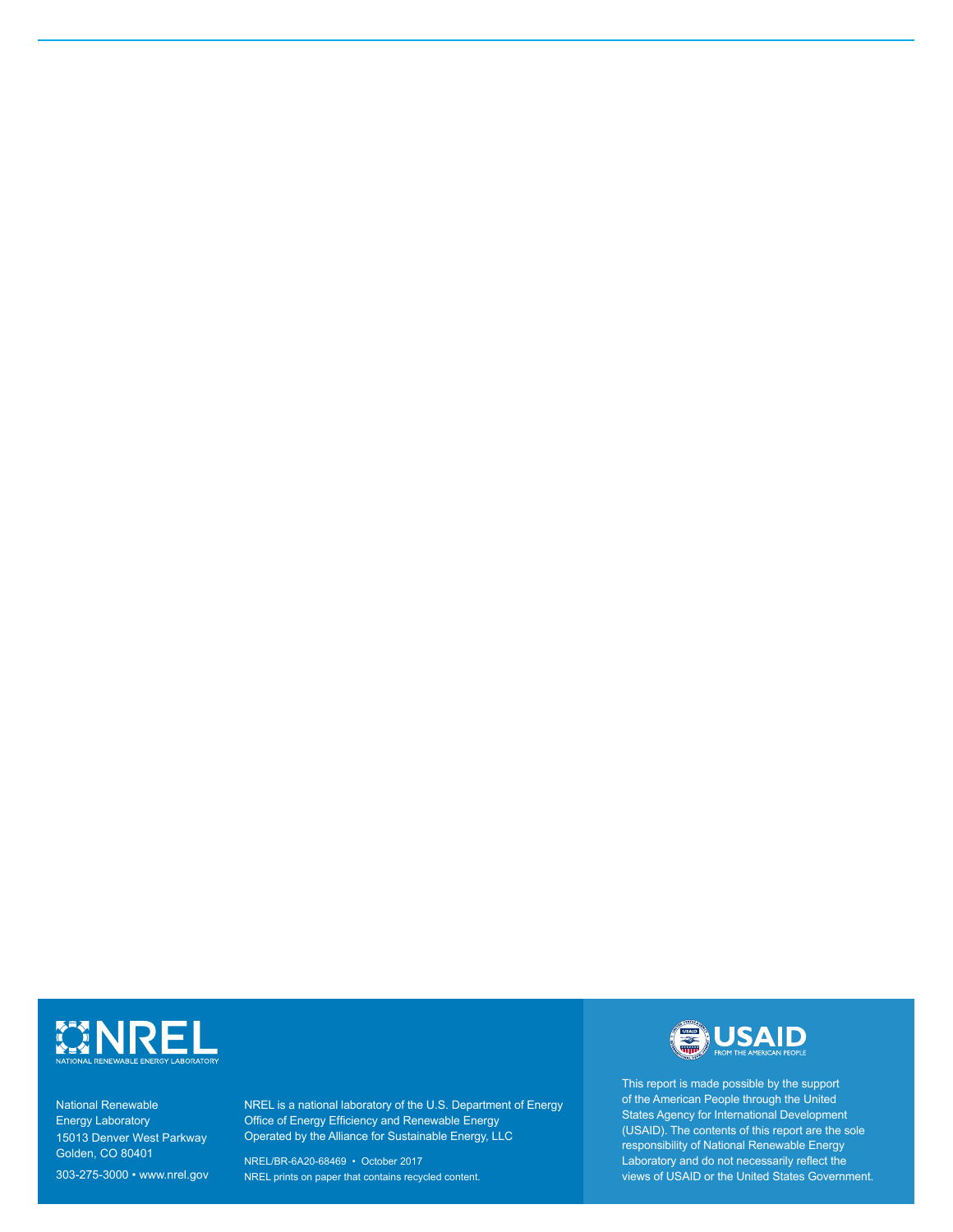NREL

NATIONAL RENEWABLE ENERGY LABORATORY

National Renewable
Energy Laboratory
15013 Denver West Parkway
Golden, CO 80401

303-275-3000 • www.nrel.gov

NREL is a national laboratory of the U.S. Department of Energy
Office of Energy Efficiency and Renewable Energy
Operated by the Alliance for Sustainable Energy, LLC

NREL/BR-6A20-68469 • October 2017

NREL prints on paper that contains recycled content.

USAID

FROM THE AMERICAN PEOPLE

This report is made possible by the support of the American People through the United States Agency for International Development (USAID). The contents of this report are the sole responsibility of National Renewable Energy Laboratory and do not necessarily reflect the views of USAID or the United States Government.